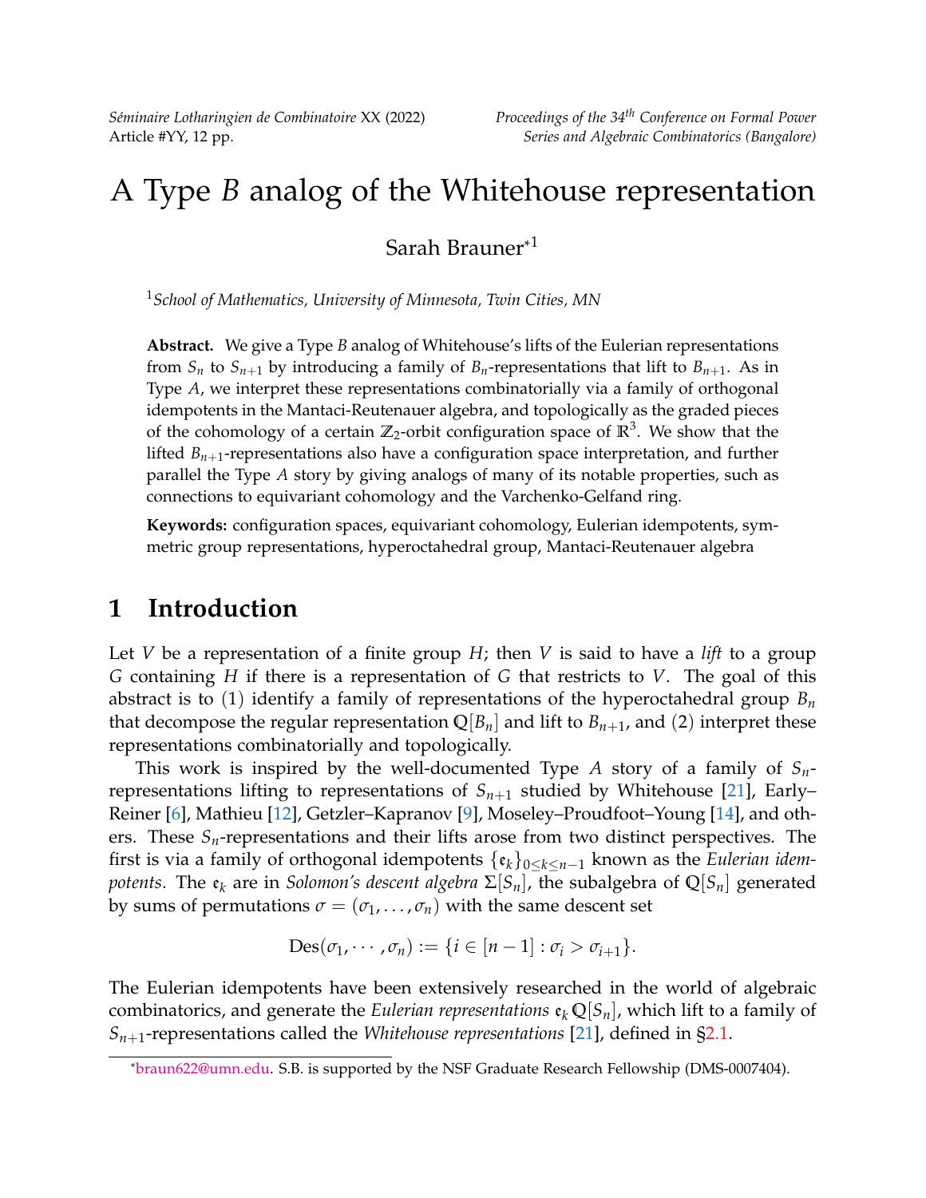# A Type $B$ analog of the Whitehouse representation

Sarah Brauner*[1]

[1] *School of Mathematics, University of Minnesota, Twin Cities, MN*

**Abstract.** We give a Type $B$ analog of Whitehouse's lifts of the Eulerian representations from $S_n$ to $S_{n+1}$ by introducing a family of $B_n$-representations that lift to $B_{n+1}$. As in Type $A$, we interpret these representations combinatorially via a family of orthogonal idempotents in the Mantaci-Reutenauer algebra, and topologically as the graded pieces of the cohomology of a certain $\mathbb{Z}_2$-orbit configuration space of $\mathbb{R}^3$. We show that the lifted $B_{n+1}$-representations also have a configuration space interpretation, and further parallel the Type $A$ story by giving analogs of many of its notable properties, such as connections to equivariant cohomology and the Varchenko-Gelfand ring.

**Keywords:** configuration spaces, equivariant cohomology, Eulerian idempotents, symmetric group representations, hyperoctahedral group, Mantaci-Reutenauer algebra

## 1 Introduction

Let $V$ be a representation of a finite group $H$; then $V$ is said to have a *lift* to a group $G$ containing $H$ if there is a representation of $G$ that restricts to $V$. The goal of this abstract is to (1) identify a family of representations of the hyperoctahedral group $B_n$ that decompose the regular representation $\mathbb{Q}[B_n]$ and lift to $B_{n+1}$, and (2) interpret these representations combinatorially and topologically.

This work is inspired by the well-documented Type $A$ story of a family of $S_n$-representations lifting to representations of $S_{n+1}$ studied by Whitehouse [21], Early–Reiner [6], Mathieu [12], Getzler–Kapranov [9], Moseley–Proudfoot–Young [14], and others. These $S_n$-representations and their lifts arose from two distinct perspectives. The first is via a family of orthogonal idempotents $\{\mathfrak{e}_k\}_{0\leq k\leq n-1}$ known as the *Eulerian idempotents*. The $\mathfrak{e}_k$ are in *Solomon's descent algebra* $\Sigma[S_n]$, the subalgebra of $\mathbb{Q}[S_n]$ generated by sums of permutations $\sigma = (\sigma_1, \ldots, \sigma_n)$ with the same descent set

$$\mathrm{Des}(\sigma_1, \cdots, \sigma_n) := \{i \in [n-1] : \sigma_i > \sigma_{i+1}\}.$$

The Eulerian idempotents have been extensively researched in the world of algebraic combinatorics, and generate the *Eulerian representations* $\mathfrak{e}_k\,\mathbb{Q}[S_n]$, which lift to a family of $S_{n+1}$-representations called the *Whitehouse representations* [21], defined in §2.1.

*braun622@umn.edu. S.B. is supported by the NSF Graduate Research Fellowship (DMS-0007404).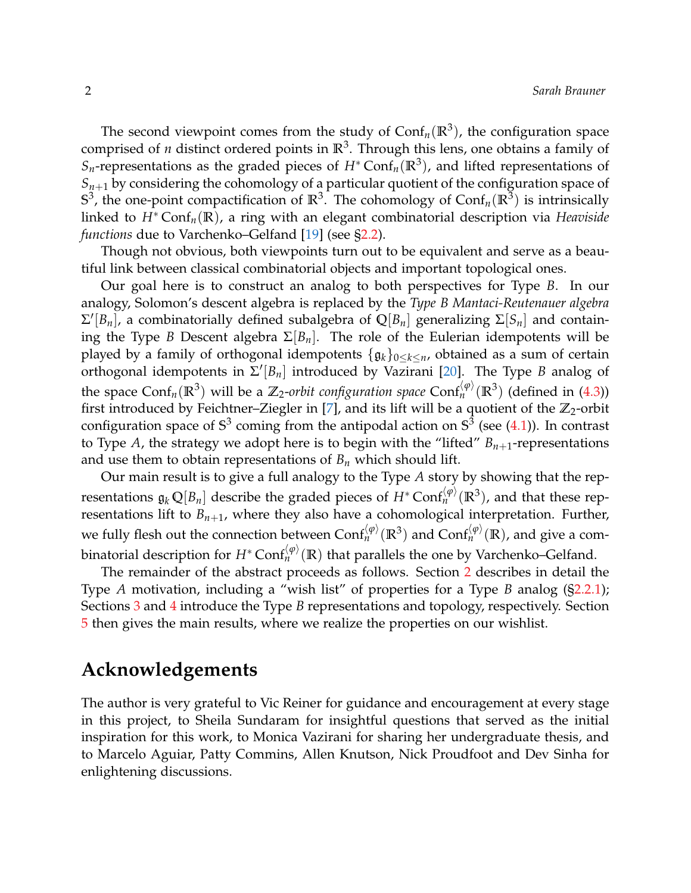The second viewpoint comes from the study of $\mathrm{Conf}_n(\mathbb{R}^3)$, the configuration space comprised of $n$ distinct ordered points in $\mathbb{R}^3$. Through this lens, one obtains a family of $S_n$-representations as the graded pieces of $H^* \mathrm{Conf}_n(\mathbb{R}^3)$, and lifted representations of $S_{n+1}$ by considering the cohomology of a particular quotient of the configuration space of $\mathbb{S}^3$, the one-point compactification of $\mathbb{R}^3$. The cohomology of $\mathrm{Conf}_n(\mathbb{R}^3)$ is intrinsically linked to $H^* \mathrm{Conf}_n(\mathbb{R})$, a ring with an elegant combinatorial description via *Heaviside functions* due to Varchenko–Gelfand [19] (see §2.2).

Though not obvious, both viewpoints turn out to be equivalent and serve as a beautiful link between classical combinatorial objects and important topological ones.

Our goal here is to construct an analog to both perspectives for Type $B$. In our analogy, Solomon's descent algebra is replaced by the *Type B Mantaci-Reutenauer algebra* $\Sigma'[B_n]$, a combinatorially defined subalgebra of $\mathbb{Q}[B_n]$ generalizing $\Sigma[S_n]$ and containing the Type $B$ Descent algebra $\Sigma[B_n]$. The role of the Eulerian idempotents will be played by a family of orthogonal idempotents $\{\mathfrak{g}_k\}_{0 \leq k \leq n}$, obtained as a sum of certain orthogonal idempotents in $\Sigma'[B_n]$ introduced by Vazirani [20]. The Type $B$ analog of the space $\mathrm{Conf}_n(\mathbb{R}^3)$ will be a $\mathbb{Z}_2$-*orbit configuration space* $\mathrm{Conf}_n^{\langle \varphi \rangle}(\mathbb{R}^3)$ (defined in (4.3)) first introduced by Feichtner–Ziegler in [7], and its lift will be a quotient of the $\mathbb{Z}_2$-orbit configuration space of $\mathbb{S}^3$ coming from the antipodal action on $\mathbb{S}^3$ (see (4.1)). In contrast to Type $A$, the strategy we adopt here is to begin with the "lifted" $B_{n+1}$-representations and use them to obtain representations of $B_n$ which should lift.

Our main result is to give a full analogy to the Type $A$ story by showing that the representations $\mathfrak{g}_k \mathbb{Q}[B_n]$ describe the graded pieces of $H^* \mathrm{Conf}_n^{\langle \varphi \rangle}(\mathbb{R}^3)$, and that these representations lift to $B_{n+1}$, where they also have a cohomological interpretation. Further, we fully flesh out the connection between $\mathrm{Conf}_n^{\langle \varphi \rangle}(\mathbb{R}^3)$ and $\mathrm{Conf}_n^{\langle \varphi \rangle}(\mathbb{R})$, and give a combinatorial description for $H^* \mathrm{Conf}_n^{\langle \varphi \rangle}(\mathbb{R})$ that parallels the one by Varchenko–Gelfand.

The remainder of the abstract proceeds as follows. Section 2 describes in detail the Type $A$ motivation, including a "wish list" of properties for a Type $B$ analog (§2.2.1); Sections 3 and 4 introduce the Type $B$ representations and topology, respectively. Section 5 then gives the main results, where we realize the properties on our wishlist.

## Acknowledgements

The author is very grateful to Vic Reiner for guidance and encouragement at every stage in this project, to Sheila Sundaram for insightful questions that served as the initial inspiration for this work, to Monica Vazirani for sharing her undergraduate thesis, and to Marcelo Aguiar, Patty Commins, Allen Knutson, Nick Proudfoot and Dev Sinha for enlightening discussions.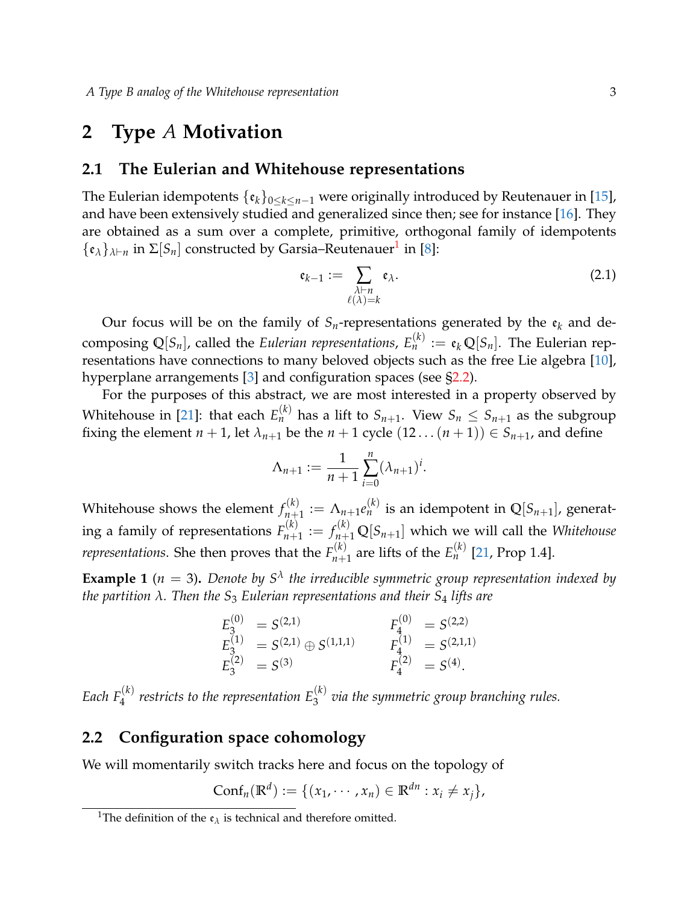## 2 Type $A$ Motivation

### 2.1 The Eulerian and Whitehouse representations

The Eulerian idempotents $\{\mathfrak{e}_k\}_{0\le k\le n-1}$ were originally introduced by Reutenauer in [15], and have been extensively studied and generalized since then; see for instance [16]. They are obtained as a sum over a complete, primitive, orthogonal family of idempotents $\{\mathfrak{e}_\lambda\}_{\lambda\vdash n}$ in $\Sigma[S_n]$ constructed by Garsia–Reutenauer[1] in [8]:

$$\mathfrak{e}_{k-1} := \sum_{\substack{\lambda\vdash n\\ \ell(\lambda)=k}} \mathfrak{e}_\lambda. \tag{2.1}$$

Our focus will be on the family of $S_n$-representations generated by the $\mathfrak{e}_k$ and decomposing $\mathbb{Q}[S_n]$, called the *Eulerian representations*, $E_n^{(k)} := \mathfrak{e}_k\,\mathbb{Q}[S_n]$. The Eulerian representations have connections to many beloved objects such as the free Lie algebra [10], hyperplane arrangements [3] and configuration spaces (see §2.2).

For the purposes of this abstract, we are most interested in a property observed by Whitehouse in [21]: that each $E_n^{(k)}$ has a lift to $S_{n+1}$. View $S_n \le S_{n+1}$ as the subgroup fixing the element $n+1$, let $\lambda_{n+1}$ be the $n+1$ cycle $(12\ldots(n+1)) \in S_{n+1}$, and define

$$\Lambda_{n+1} := \frac{1}{n+1}\sum_{i=0}^{n}(\lambda_{n+1})^i.$$

Whitehouse shows the element $f_{n+1}^{(k)} := \Lambda_{n+1}e_n^{(k)}$ is an idempotent in $\mathbb{Q}[S_{n+1}]$, generating a family of representations $F_{n+1}^{(k)} := f_{n+1}^{(k)}\,\mathbb{Q}[S_{n+1}]$ which we will call the *Whitehouse representations*. She then proves that the $F_{n+1}^{(k)}$ are lifts of the $E_n^{(k)}$ [21, Prop 1.4].

**Example 1** ($n=3$)**.** *Denote by $S^\lambda$ the irreducible symmetric group representation indexed by the partition $\lambda$. Then the $S_3$ Eulerian representations and their $S_4$ lifts are*

$$\begin{aligned}
E_3^{(0)} &= S^{(2,1)} & \qquad F_4^{(0)} &= S^{(2,2)}\\
E_3^{(1)} &= S^{(2,1)}\oplus S^{(1,1,1)} & \qquad F_4^{(1)} &= S^{(2,1,1)}\\
E_3^{(2)} &= S^{(3)} & \qquad F_4^{(2)} &= S^{(4)}.
\end{aligned}$$

*Each $F_4^{(k)}$ restricts to the representation $E_3^{(k)}$ via the symmetric group branching rules.*

### 2.2 Configuration space cohomology

We will momentarily switch tracks here and focus on the topology of

$$\mathrm{Conf}_n(\mathbb{R}^d) := \{(x_1,\cdots,x_n)\in\mathbb{R}^{dn} : x_i\neq x_j\},$$

[1] The definition of the $\mathfrak{e}_\lambda$ is technical and therefore omitted.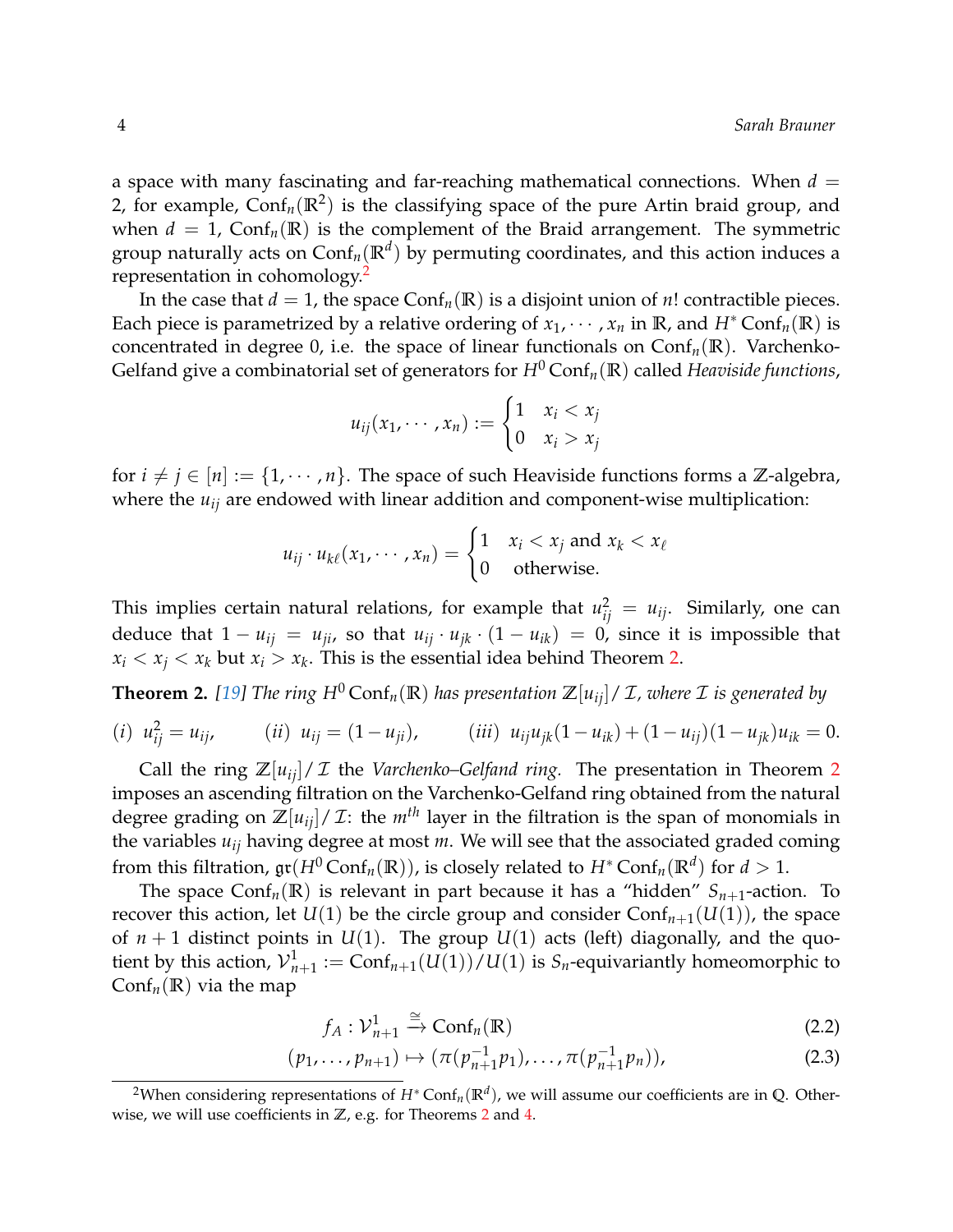a space with many fascinating and far-reaching mathematical connections. When $d = 2$, for example, $\mathrm{Conf}_n(\mathbb{R}^2)$ is the classifying space of the pure Artin braid group, and when $d = 1$, $\mathrm{Conf}_n(\mathbb{R})$ is the complement of the Braid arrangement. The symmetric group naturally acts on $\mathrm{Conf}_n(\mathbb{R}^d)$ by permuting coordinates, and this action induces a representation in cohomology.[2]

In the case that $d = 1$, the space $\mathrm{Conf}_n(\mathbb{R})$ is a disjoint union of $n!$ contractible pieces. Each piece is parametrized by a relative ordering of $x_1, \cdots, x_n$ in $\mathbb{R}$, and $H^* \mathrm{Conf}_n(\mathbb{R})$ is concentrated in degree 0, i.e. the space of linear functionals on $\mathrm{Conf}_n(\mathbb{R})$. Varchenko-Gelfand give a combinatorial set of generators for $H^0 \mathrm{Conf}_n(\mathbb{R})$ called *Heaviside functions*,

$$u_{ij}(x_1, \cdots, x_n) := \begin{cases} 1 & x_i < x_j \\ 0 & x_i > x_j \end{cases}$$

for $i \neq j \in [n] := \{1, \cdots, n\}$. The space of such Heaviside functions forms a $\mathbb{Z}$-algebra, where the $u_{ij}$ are endowed with linear addition and component-wise multiplication:

$$u_{ij} \cdot u_{k\ell}(x_1, \cdots, x_n) = \begin{cases} 1 & x_i < x_j \text{ and } x_k < x_\ell \\ 0 & \text{otherwise.} \end{cases}$$

This implies certain natural relations, for example that $u_{ij}^2 = u_{ij}$. Similarly, one can deduce that $1 - u_{ij} = u_{ji}$, so that $u_{ij} \cdot u_{jk} \cdot (1 - u_{ik}) = 0$, since it is impossible that $x_i < x_j < x_k$ but $x_i > x_k$. This is the essential idea behind Theorem 2.

**Theorem 2.** *[19] The ring $H^0 \mathrm{Conf}_n(\mathbb{R})$ has presentation $\mathbb{Z}[u_{ij}]/\mathcal{I}$, where $\mathcal{I}$ is generated by*

$$(i)\ \ u_{ij}^2 = u_{ij}, \qquad (ii)\ \ u_{ij} = (1 - u_{ji}), \qquad (iii)\ \ u_{ij}u_{jk}(1 - u_{ik}) + (1 - u_{ij})(1 - u_{jk})u_{ik} = 0.$$

Call the ring $\mathbb{Z}[u_{ij}]/\mathcal{I}$ the *Varchenko–Gelfand ring.* The presentation in Theorem 2 imposes an ascending filtration on the Varchenko-Gelfand ring obtained from the natural degree grading on $\mathbb{Z}[u_{ij}]/\mathcal{I}$: the $m^{th}$ layer in the filtration is the span of monomials in the variables $u_{ij}$ having degree at most $m$. We will see that the associated graded coming from this filtration, $\mathfrak{gr}(H^0 \mathrm{Conf}_n(\mathbb{R}))$, is closely related to $H^* \mathrm{Conf}_n(\mathbb{R}^d)$ for $d > 1$.

The space $\mathrm{Conf}_n(\mathbb{R})$ is relevant in part because it has a "hidden" $S_{n+1}$-action. To recover this action, let $U(1)$ be the circle group and consider $\mathrm{Conf}_{n+1}(U(1))$, the space of $n + 1$ distinct points in $U(1)$. The group $U(1)$ acts (left) diagonally, and the quotient by this action, $\mathcal{V}^1_{n+1} := \mathrm{Conf}_{n+1}(U(1))/U(1)$ is $S_n$-equivariantly homeomorphic to $\mathrm{Conf}_n(\mathbb{R})$ via the map

$$f_A : \mathcal{V}^1_{n+1} \xrightarrow{\cong} \mathrm{Conf}_n(\mathbb{R}) \tag{2.2}$$

$$(p_1, \ldots, p_{n+1}) \mapsto (\pi(p_{n+1}^{-1} p_1), \ldots, \pi(p_{n+1}^{-1} p_n)), \tag{2.3}$$

[2] When considering representations of $H^* \mathrm{Conf}_n(\mathbb{R}^d)$, we will assume our coefficients are in $\mathbb{Q}$. Otherwise, we will use coefficients in $\mathbb{Z}$, e.g. for Theorems 2 and 4.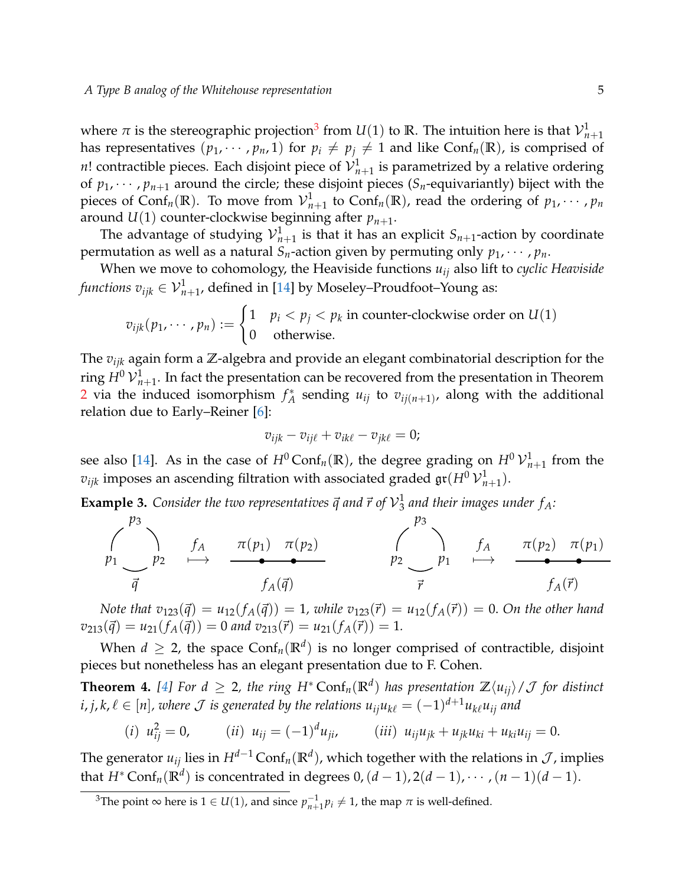where $\pi$ is the stereographic projection[3] from $U(1)$ to $\mathbb{R}$. The intuition here is that $\mathcal{V}^1_{n+1}$ has representatives $(p_1, \cdots, p_n, 1)$ for $p_i \neq p_j \neq 1$ and like $\mathrm{Conf}_n(\mathbb{R})$, is comprised of $n!$ contractible pieces. Each disjoint piece of $\mathcal{V}^1_{n+1}$ is parametrized by a relative ordering of $p_1, \cdots, p_{n+1}$ around the circle; these disjoint pieces ($S_n$-equivariantly) biject with the pieces of $\mathrm{Conf}_n(\mathbb{R})$. To move from $\mathcal{V}^1_{n+1}$ to $\mathrm{Conf}_n(\mathbb{R})$, read the ordering of $p_1, \cdots, p_n$ around $U(1)$ counter-clockwise beginning after $p_{n+1}$.

The advantage of studying $\mathcal{V}^1_{n+1}$ is that it has an explicit $S_{n+1}$-action by coordinate permutation as well as a natural $S_n$-action given by permuting only $p_1, \cdots, p_n$.

When we move to cohomology, the Heaviside functions $u_{ij}$ also lift to *cyclic Heaviside functions* $v_{ijk} \in \mathcal{V}^1_{n+1}$, defined in [14] by Moseley–Proudfoot–Young as:

$$v_{ijk}(p_1, \cdots, p_n) := \begin{cases} 1 & p_i < p_j < p_k \text{ in counter-clockwise order on } U(1) \\ 0 & \text{otherwise.} \end{cases}$$

The $v_{ijk}$ again form a $\mathbb{Z}$-algebra and provide an elegant combinatorial description for the ring $H^0\,\mathcal{V}^1_{n+1}$. In fact the presentation can be recovered from the presentation in Theorem 2 via the induced isomorphism $f_A^*$ sending $u_{ij}$ to $v_{ij(n+1)}$, along with the additional relation due to Early–Reiner [6]:

$$v_{ijk} - v_{ij\ell} + v_{ik\ell} - v_{jk\ell} = 0;$$

see also [14]. As in the case of $H^0\,\mathrm{Conf}_n(\mathbb{R})$, the degree grading on $H^0\,\mathcal{V}^1_{n+1}$ from the $v_{ijk}$ imposes an ascending filtration with associated graded $\mathfrak{gr}(H^0\,\mathcal{V}^1_{n+1})$.

**Example 3.** *Consider the two representatives $\vec{q}$ and $\vec{r}$ of $\mathcal{V}^1_3$ and their images under $f_A$:*

$\vec{q}$: points $p_1, p_2, p_3$ on a circle $\overset{f_A}{\longmapsto}$ $f_A(\vec{q})$: $\pi(p_1)\ \ \pi(p_2)$ on a line; $\quad \vec{r}$: points $p_2, p_1, p_3$ on a circle $\overset{f_A}{\longmapsto}$ $f_A(\vec{r})$: $\pi(p_2)\ \ \pi(p_1)$ on a line.

*Note that $v_{123}(\vec{q}) = u_{12}(f_A(\vec{q})) = 1$, while $v_{123}(\vec{r}) = u_{12}(f_A(\vec{r})) = 0$. On the other hand $v_{213}(\vec{q}) = u_{21}(f_A(\vec{q})) = 0$ and $v_{213}(\vec{r}) = u_{21}(f_A(\vec{r})) = 1$.*

When $d \geq 2$, the space $\mathrm{Conf}_n(\mathbb{R}^d)$ is no longer comprised of contractible, disjoint pieces but nonetheless has an elegant presentation due to F. Cohen.

**Theorem 4.** *[4] For $d \geq 2$, the ring $H^*\,\mathrm{Conf}_n(\mathbb{R}^d)$ has presentation $\mathbb{Z}\langle u_{ij}\rangle/\mathcal{J}$ for distinct $i, j, k, \ell \in [n]$, where $\mathcal{J}$ is generated by the relations $u_{ij}u_{k\ell} = (-1)^{d+1}u_{k\ell}u_{ij}$ and*

$$(i)\ \ u_{ij}^2 = 0, \qquad (ii)\ \ u_{ij} = (-1)^d u_{ji}, \qquad (iii)\ \ u_{ij}u_{jk} + u_{jk}u_{ki} + u_{ki}u_{ij} = 0.$$

The generator $u_{ij}$ lies in $H^{d-1}\,\mathrm{Conf}_n(\mathbb{R}^d)$, which together with the relations in $\mathcal{J}$, implies that $H^*\,\mathrm{Conf}_n(\mathbb{R}^d)$ is concentrated in degrees $0, (d-1), 2(d-1), \cdots, (n-1)(d-1)$.

---

[3] The point $\infty$ here is $1 \in U(1)$, and since $p_{n+1}^{-1}p_i \neq 1$, the map $\pi$ is well-defined.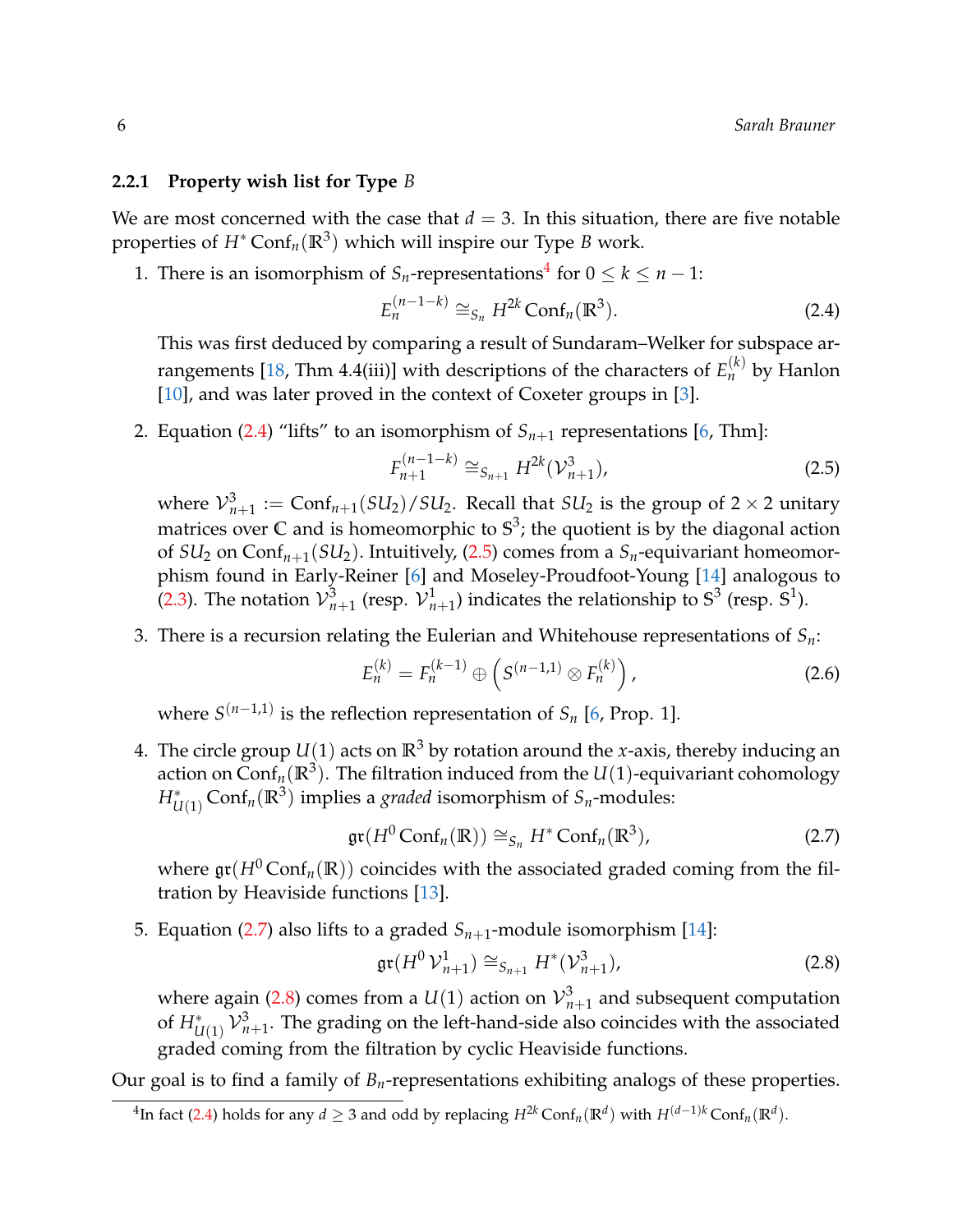### 2.2.1 Property wish list for Type $B$

We are most concerned with the case that $d = 3$. In this situation, there are five notable properties of $H^* \operatorname{Conf}_n(\mathbb{R}^3)$ which will inspire our Type $B$ work.

1. There is an isomorphism of $S_n$-representations[4] for $0 \le k \le n-1$:
$$E_n^{(n-1-k)} \cong_{S_n} H^{2k} \operatorname{Conf}_n(\mathbb{R}^3). \tag{2.4}$$
This was first deduced by comparing a result of Sundaram–Welker for subspace arrangements [18, Thm 4.4(iii)] with descriptions of the characters of $E_n^{(k)}$ by Hanlon [10], and was later proved in the context of Coxeter groups in [3].

2. Equation (2.4) "lifts" to an isomorphism of $S_{n+1}$ representations [6, Thm]:
$$F_{n+1}^{(n-1-k)} \cong_{S_{n+1}} H^{2k}(\mathcal{V}_{n+1}^3), \tag{2.5}$$
where $\mathcal{V}_{n+1}^3 := \operatorname{Conf}_{n+1}(SU_2)/SU_2$. Recall that $SU_2$ is the group of $2 \times 2$ unitary matrices over $\mathbb{C}$ and is homeomorphic to $\mathbb{S}^3$; the quotient is by the diagonal action of $SU_2$ on $\operatorname{Conf}_{n+1}(SU_2)$. Intuitively, (2.5) comes from a $S_n$-equivariant homeomorphism found in Early-Reiner [6] and Moseley-Proudfoot-Young [14] analogous to (2.3). The notation $\mathcal{V}_{n+1}^3$ (resp. $\mathcal{V}_{n+1}^1$) indicates the relationship to $\mathbb{S}^3$ (resp. $\mathbb{S}^1$).

3. There is a recursion relating the Eulerian and Whitehouse representations of $S_n$:
$$E_n^{(k)} = F_n^{(k-1)} \oplus \left(S^{(n-1,1)} \otimes F_n^{(k)}\right), \tag{2.6}$$
where $S^{(n-1,1)}$ is the reflection representation of $S_n$ [6, Prop. 1].

4. The circle group $U(1)$ acts on $\mathbb{R}^3$ by rotation around the $x$-axis, thereby inducing an action on $\operatorname{Conf}_n(\mathbb{R}^3)$. The filtration induced from the $U(1)$-equivariant cohomology $H^*_{U(1)} \operatorname{Conf}_n(\mathbb{R}^3)$ implies a *graded* isomorphism of $S_n$-modules:
$$\mathfrak{gr}(H^0 \operatorname{Conf}_n(\mathbb{R})) \cong_{S_n} H^* \operatorname{Conf}_n(\mathbb{R}^3), \tag{2.7}$$
where $\mathfrak{gr}(H^0 \operatorname{Conf}_n(\mathbb{R}))$ coincides with the associated graded coming from the filtration by Heaviside functions [13].

5. Equation (2.7) also lifts to a graded $S_{n+1}$-module isomorphism [14]:
$$\mathfrak{gr}(H^0 \mathcal{V}_{n+1}^1) \cong_{S_{n+1}} H^*(\mathcal{V}_{n+1}^3), \tag{2.8}$$
where again (2.8) comes from a $U(1)$ action on $\mathcal{V}_{n+1}^3$ and subsequent computation of $H^*_{U(1)} \mathcal{V}_{n+1}^3$. The grading on the left-hand-side also coincides with the associated graded coming from the filtration by cyclic Heaviside functions.

Our goal is to find a family of $B_n$-representations exhibiting analogs of these properties.

[4] In fact (2.4) holds for any $d \ge 3$ and odd by replacing $H^{2k} \operatorname{Conf}_n(\mathbb{R}^d)$ with $H^{(d-1)k} \operatorname{Conf}_n(\mathbb{R}^d)$.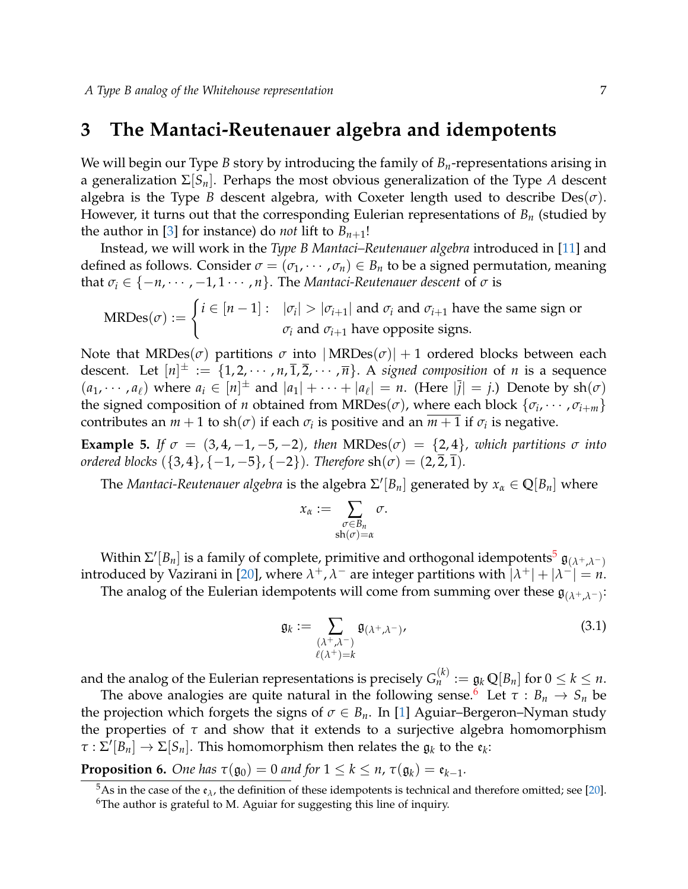## 3 The Mantaci-Reutenauer algebra and idempotents

We will begin our Type $B$ story by introducing the family of $B_n$-representations arising in a generalization $\Sigma[S_n]$. Perhaps the most obvious generalization of the Type $A$ descent algebra is the Type $B$ descent algebra, with Coxeter length used to describe $\mathrm{Des}(\sigma)$. However, it turns out that the corresponding Eulerian representations of $B_n$ (studied by the author in [3] for instance) do *not* lift to $B_{n+1}$!

Instead, we will work in the *Type B Mantaci–Reutenauer algebra* introduced in [11] and defined as follows. Consider $\sigma = (\sigma_1, \cdots, \sigma_n) \in B_n$ to be a signed permutation, meaning that $\sigma_i \in \{-n, \cdots, -1, 1 \cdots, n\}$. The *Mantaci-Reutenauer descent* of $\sigma$ is

$$\mathrm{MRDes}(\sigma) := \begin{cases} i \in [n-1] : & |\sigma_i| > |\sigma_{i+1}| \text{ and } \sigma_i \text{ and } \sigma_{i+1} \text{ have the same sign or} \\ & \sigma_i \text{ and } \sigma_{i+1} \text{ have opposite signs.} \end{cases}$$

Note that $\mathrm{MRDes}(\sigma)$ partitions $\sigma$ into $|\,\mathrm{MRDes}(\sigma)| + 1$ ordered blocks between each descent. Let $[n]^{\pm} := \{1, 2, \cdots, n, \overline{1}, \overline{2}, \cdots, \overline{n}\}$. A *signed composition* of $n$ is a sequence $(a_1, \cdots, a_\ell)$ where $a_i \in [n]^{\pm}$ and $|a_1| + \cdots + |a_\ell| = n$. (Here $|\bar{j}| = j$.) Denote by $\mathrm{sh}(\sigma)$ the signed composition of $n$ obtained from $\mathrm{MRDes}(\sigma)$, where each block $\{\sigma_i, \cdots, \sigma_{i+m}\}$ contributes an $m+1$ to $\mathrm{sh}(\sigma)$ if each $\sigma_i$ is positive and an $\overline{m+1}$ if $\sigma_i$ is negative.

**Example 5.** *If $\sigma = (3, 4, -1, -5, -2)$, then $\mathrm{MRDes}(\sigma) = \{2, 4\}$, which partitions $\sigma$ into ordered blocks $(\{3, 4\}, \{-1, -5\}, \{-2\})$. Therefore $\mathrm{sh}(\sigma) = (2, \overline{2}, \overline{1})$.*

The *Mantaci-Reutenauer algebra* is the algebra $\Sigma'[B_n]$ generated by $x_\alpha \in \mathbb{Q}[B_n]$ where

$$x_\alpha := \sum_{\substack{\sigma \in B_n \\ \mathrm{sh}(\sigma) = \alpha}} \sigma.$$

Within $\Sigma'[B_n]$ is a family of complete, primitive and orthogonal idempotents[5] $\mathfrak{g}_{(\lambda^+, \lambda^-)}$ introduced by Vazirani in [20], where $\lambda^+, \lambda^-$ are integer partitions with $|\lambda^+| + |\lambda^-| = n$.

The analog of the Eulerian idempotents will come from summing over these $\mathfrak{g}_{(\lambda^+, \lambda^-)}$:

$$\mathfrak{g}_k := \sum_{\substack{(\lambda^+, \lambda^-) \\ \ell(\lambda^+) = k}} \mathfrak{g}_{(\lambda^+, \lambda^-)}, \tag{3.1}$$

and the analog of the Eulerian representations is precisely $G_n^{(k)} := \mathfrak{g}_k \, \mathbb{Q}[B_n]$ for $0 \le k \le n$.

The above analogies are quite natural in the following sense.[6] Let $\tau : B_n \to S_n$ be the projection which forgets the signs of $\sigma \in B_n$. In [1] Aguiar–Bergeron–Nyman study the properties of $\tau$ and show that it extends to a surjective algebra homomorphism $\tau : \Sigma'[B_n] \to \Sigma[S_n]$. This homomorphism then relates the $\mathfrak{g}_k$ to the $\mathfrak{e}_k$:

**Proposition 6.** *One has $\tau(\mathfrak{g}_0) = 0$ and for $1 \le k \le n$, $\tau(\mathfrak{g}_k) = \mathfrak{e}_{k-1}$.*

---

[5] As in the case of the $\mathfrak{e}_\lambda$, the definition of these idempotents is technical and therefore omitted; see [20].

[6] The author is grateful to M. Aguiar for suggesting this line of inquiry.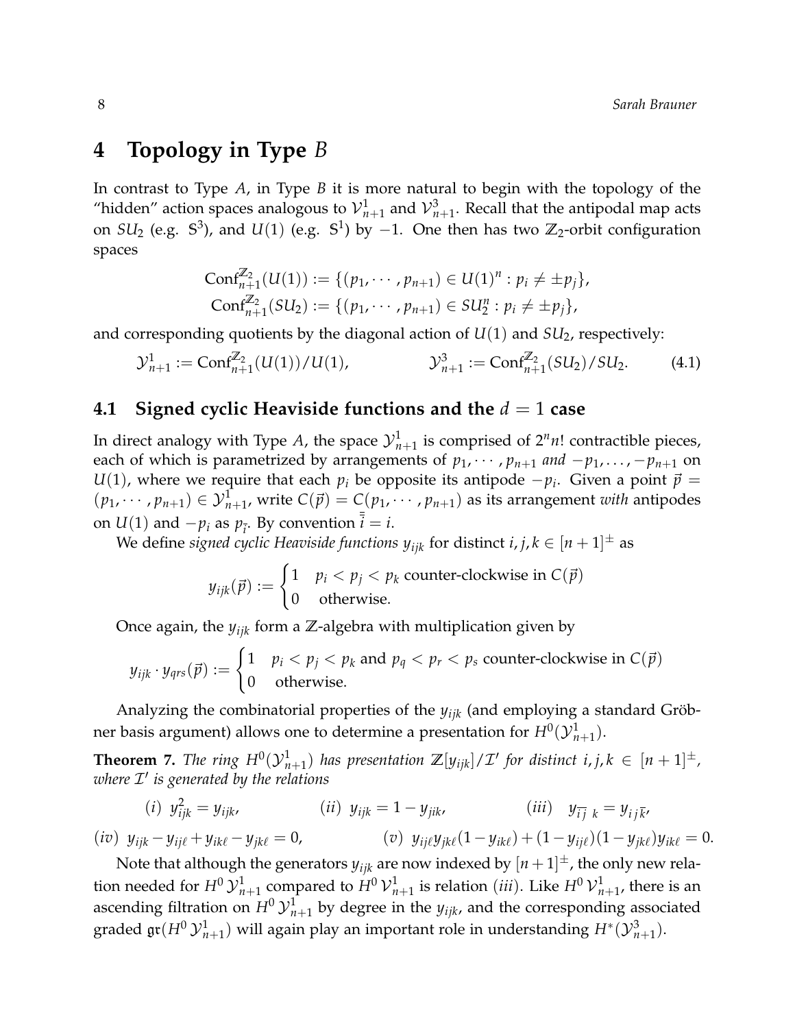# 4 Topology in Type $B$

In contrast to Type $A$, in Type $B$ it is more natural to begin with the topology of the "hidden" action spaces analogous to $\mathcal{V}^1_{n+1}$ and $\mathcal{V}^3_{n+1}$. Recall that the antipodal map acts on $SU_2$ (e.g. $\mathbb{S}^3$), and $U(1)$ (e.g. $\mathbb{S}^1$) by $-1$. One then has two $\mathbb{Z}_2$-orbit configuration spaces

$$\mathrm{Conf}^{\mathbb{Z}_2}_{n+1}(U(1)) := \{(p_1, \cdots, p_{n+1}) \in U(1)^n : p_i \neq \pm p_j\},$$
$$\mathrm{Conf}^{\mathbb{Z}_2}_{n+1}(SU_2) := \{(p_1, \cdots, p_{n+1}) \in SU_2^n : p_i \neq \pm p_j\},$$

and corresponding quotients by the diagonal action of $U(1)$ and $SU_2$, respectively:

$$\mathcal{Y}^1_{n+1} := \mathrm{Conf}^{\mathbb{Z}_2}_{n+1}(U(1))/U(1), \qquad \mathcal{Y}^3_{n+1} := \mathrm{Conf}^{\mathbb{Z}_2}_{n+1}(SU_2)/SU_2. \tag{4.1}$$

## 4.1 Signed cyclic Heaviside functions and the $d = 1$ case

In direct analogy with Type $A$, the space $\mathcal{Y}^1_{n+1}$ is comprised of $2^n n!$ contractible pieces, each of which is parametrized by arrangements of $p_1, \cdots, p_{n+1}$ *and* $-p_1, \ldots, -p_{n+1}$ on $U(1)$, where we require that each $p_i$ be opposite its antipode $-p_i$. Given a point $\vec{p} = (p_1, \cdots, p_{n+1}) \in \mathcal{Y}^1_{n+1}$, write $C(\vec{p}) = C(p_1, \cdots, p_{n+1})$ as its arrangement *with* antipodes on $U(1)$ and $-p_i$ as $p_{\bar{i}}$. By convention $\bar{\bar{i}} = i$.

We define *signed cyclic Heaviside functions* $y_{ijk}$ for distinct $i, j, k \in [n+1]^{\pm}$ as

$$y_{ijk}(\vec{p}) := \begin{cases} 1 & p_i < p_j < p_k \text{ counter-clockwise in } C(\vec{p}) \\ 0 & \text{otherwise.} \end{cases}$$

Once again, the $y_{ijk}$ form a $\mathbb{Z}$-algebra with multiplication given by

$$y_{ijk} \cdot y_{qrs}(\vec{p}) := \begin{cases} 1 & p_i < p_j < p_k \text{ and } p_q < p_r < p_s \text{ counter-clockwise in } C(\vec{p}) \\ 0 & \text{otherwise.} \end{cases}$$

Analyzing the combinatorial properties of the $y_{ijk}$ (and employing a standard Gröbner basis argument) allows one to determine a presentation for $H^0(\mathcal{Y}^1_{n+1})$.

**Theorem 7.** *The ring $H^0(\mathcal{Y}^1_{n+1})$ has presentation $\mathbb{Z}[y_{ijk}]/\mathcal{I}'$ for distinct $i, j, k \in [n+1]^{\pm}$, where $\mathcal{I}'$ is generated by the relations*

$(i)$ $y_{ijk}^2 = y_{ijk}$, $\qquad$ $(ii)$ $y_{ijk} = 1 - y_{jik}$, $\qquad$ $(iii)$ $y_{\bar{i}\,\bar{j}\ k} = y_{i\,j\,\bar{k}}$,

$(iv)$ $y_{ijk} - y_{ij\ell} + y_{ik\ell} - y_{jk\ell} = 0$, $\qquad$ $(v)$ $y_{ij\ell}y_{jk\ell}(1 - y_{ik\ell}) + (1 - y_{ij\ell})(1 - y_{jk\ell})y_{ik\ell} = 0$.

Note that although the generators $y_{ijk}$ are now indexed by $[n+1]^{\pm}$, the only new relation needed for $H^0\,\mathcal{Y}^1_{n+1}$ compared to $H^0\,\mathcal{V}^1_{n+1}$ is relation $(iii)$. Like $H^0\,\mathcal{V}^1_{n+1}$, there is an ascending filtration on $H^0\,\mathcal{Y}^1_{n+1}$ by degree in the $y_{ijk}$, and the corresponding associated graded $\mathfrak{gr}(H^0\,\mathcal{Y}^1_{n+1})$ will again play an important role in understanding $H^*(\mathcal{Y}^3_{n+1})$.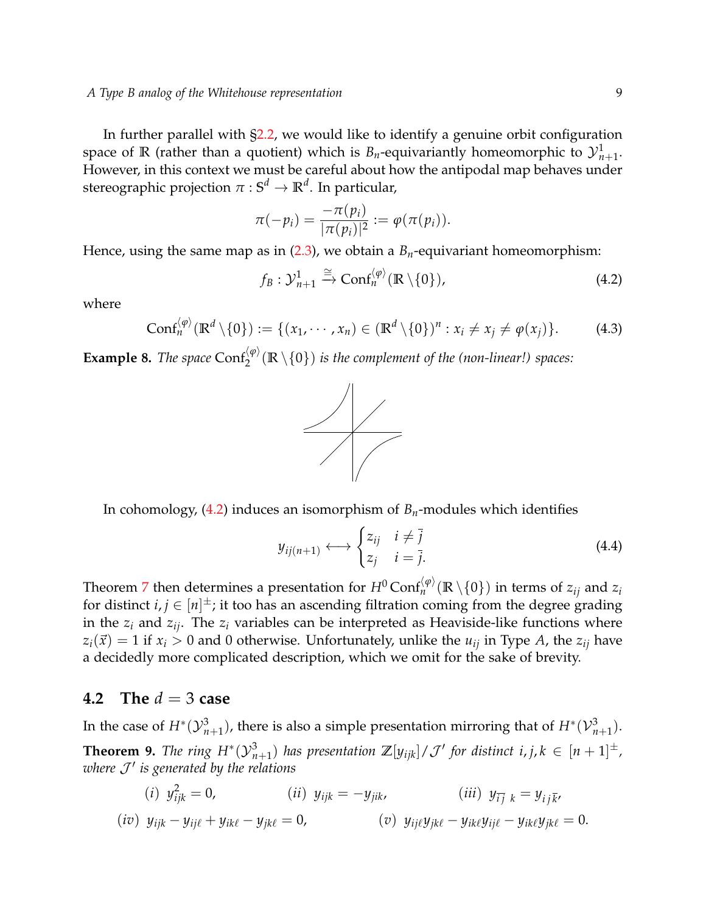In further parallel with §2.2, we would like to identify a genuine orbit configuration space of $\mathbb{R}$ (rather than a quotient) which is $B_n$-equivariantly homeomorphic to $\mathcal{Y}^1_{n+1}$. However, in this context we must be careful about how the antipodal map behaves under stereographic projection $\pi : \mathbb{S}^d \to \mathbb{R}^d$. In particular,

$$\pi(-p_i) = \frac{-\pi(p_i)}{|\pi(p_i)|^2} := \varphi(\pi(p_i)).$$

Hence, using the same map as in (2.3), we obtain a $B_n$-equivariant homeomorphism:

$$f_B : \mathcal{Y}^1_{n+1} \xrightarrow{\cong} \mathrm{Conf}^{\langle \varphi \rangle}_n(\mathbb{R} \setminus \{0\}), \tag{4.2}$$

where

$$\mathrm{Conf}^{\langle \varphi \rangle}_n(\mathbb{R}^d \setminus \{0\}) := \{(x_1, \cdots, x_n) \in (\mathbb{R}^d \setminus \{0\})^n : x_i \neq x_j \neq \varphi(x_j)\}. \tag{4.3}$$

**Example 8.** *The space $\mathrm{Conf}^{\langle \varphi \rangle}_2(\mathbb{R} \setminus \{0\})$ is the complement of the (non-linear!) spaces:*

In cohomology, (4.2) induces an isomorphism of $B_n$-modules which identifies

$$y_{ij(n+1)} \longleftrightarrow \begin{cases} z_{ij} & i \neq \bar{j} \\ z_j & i = \bar{j}. \end{cases} \tag{4.4}$$

Theorem 7 then determines a presentation for $H^0 \mathrm{Conf}^{\langle \varphi \rangle}_n(\mathbb{R} \setminus \{0\})$ in terms of $z_{ij}$ and $z_i$ for distinct $i, j \in [n]^{\pm}$; it too has an ascending filtration coming from the degree grading in the $z_i$ and $z_{ij}$. The $z_i$ variables can be interpreted as Heaviside-like functions where $z_i(\vec{x}) = 1$ if $x_i > 0$ and 0 otherwise. Unfortunately, unlike the $u_{ij}$ in Type $A$, the $z_{ij}$ have a decidedly more complicated description, which we omit for the sake of brevity.

## 4.2 The $d = 3$ case

In the case of $H^*(\mathcal{Y}^3_{n+1})$, there is also a simple presentation mirroring that of $H^*(\mathcal{V}^3_{n+1})$.

**Theorem 9.** *The ring $H^*(\mathcal{Y}^3_{n+1})$ has presentation $\mathbb{Z}[y_{ijk}]/\mathcal{J}'$ for distinct $i, j, k \in [n+1]^{\pm}$, where $\mathcal{J}'$ is generated by the relations*

$$(i)\ y_{ijk}^2 = 0, \qquad (ii)\ y_{ijk} = -y_{jik}, \qquad (iii)\ y_{\bar{i}\bar{j}\ k} = y_{i\, j\, \bar{k}},$$

$$(iv)\ y_{ijk} - y_{ij\ell} + y_{ik\ell} - y_{jk\ell} = 0, \qquad (v)\ y_{ij\ell}y_{jk\ell} - y_{ik\ell}y_{ij\ell} - y_{ik\ell}y_{jk\ell} = 0.$$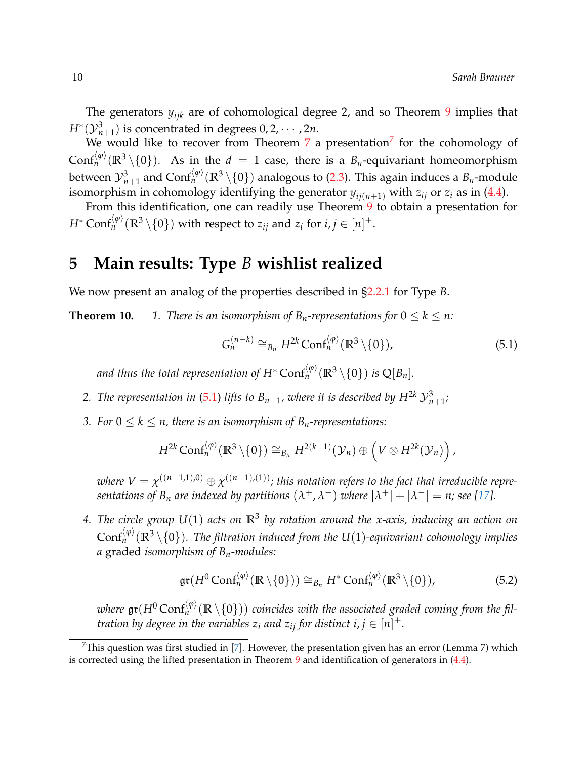The generators $y_{ijk}$ are of cohomological degree 2, and so Theorem 9 implies that $H^*(\mathcal{Y}^3_{n+1})$ is concentrated in degrees $0, 2, \cdots, 2n$.

We would like to recover from Theorem 7 a presentation[7] for the cohomology of $\mathrm{Conf}_n^{\langle \varphi \rangle}(\mathbb{R}^3 \setminus \{0\})$. As in the $d = 1$ case, there is a $B_n$-equivariant homeomorphism between $\mathcal{Y}^3_{n+1}$ and $\mathrm{Conf}_n^{\langle \varphi \rangle}(\mathbb{R}^3 \setminus \{0\})$ analogous to (2.3). This again induces a $B_n$-module isomorphism in cohomology identifying the generator $y_{ij(n+1)}$ with $z_{ij}$ or $z_i$ as in (4.4).

From this identification, one can readily use Theorem 9 to obtain a presentation for $H^* \mathrm{Conf}_n^{\langle \varphi \rangle}(\mathbb{R}^3 \setminus \{0\})$ with respect to $z_{ij}$ and $z_i$ for $i, j \in [n]^{\pm}$.

# 5 Main results: Type $B$ wishlist realized

We now present an analog of the properties described in §2.2.1 for Type $B$.

**Theorem 10.** *1. There is an isomorphism of $B_n$-representations for $0 \leq k \leq n$:*

$$G_n^{(n-k)} \cong_{B_n} H^{2k} \mathrm{Conf}_n^{\langle \varphi \rangle}(\mathbb{R}^3 \setminus \{0\}), \tag{5.1}$$

*and thus the total representation of $H^* \mathrm{Conf}_n^{\langle \varphi \rangle}(\mathbb{R}^3 \setminus \{0\})$ is $\mathbb{Q}[B_n]$.*

*2. The representation in (5.1) lifts to $B_{n+1}$, where it is described by $H^{2k}\, \mathcal{Y}^3_{n+1}$;*

*3. For $0 \leq k \leq n$, there is an isomorphism of $B_n$-representations:*

$$H^{2k} \mathrm{Conf}_n^{\langle \varphi \rangle}(\mathbb{R}^3 \setminus \{0\}) \cong_{B_n} H^{2(k-1)}(\mathcal{Y}_n) \oplus \Big( V \otimes H^{2k}(\mathcal{Y}_n) \Big),$$

*where $V = \chi^{((n-1,1),0)} \oplus \chi^{((n-1),(1))}$; this notation refers to the fact that irreducible representations of $B_n$ are indexed by partitions $(\lambda^+, \lambda^-)$ where $|\lambda^+| + |\lambda^-| = n$; see [17].*

*4. The circle group $U(1)$ acts on $\mathbb{R}^3$ by rotation around the x-axis, inducing an action on $\mathrm{Conf}_n^{\langle \varphi \rangle}(\mathbb{R}^3 \setminus \{0\})$. The filtration induced from the $U(1)$-equivariant cohomology implies a* graded *isomorphism of $B_n$-modules:*

$$\mathfrak{gr}(H^0 \mathrm{Conf}_n^{\langle \varphi \rangle}(\mathbb{R} \setminus \{0\})) \cong_{B_n} H^* \mathrm{Conf}_n^{\langle \varphi \rangle}(\mathbb{R}^3 \setminus \{0\}), \tag{5.2}$$

*where $\mathfrak{gr}(H^0 \mathrm{Conf}_n^{\langle \varphi \rangle}(\mathbb{R} \setminus \{0\}))$ coincides with the associated graded coming from the filtration by degree in the variables $z_i$ and $z_{ij}$ for distinct $i, j \in [n]^{\pm}$.*

---

[7] This question was first studied in [7]. However, the presentation given has an error (Lemma 7) which is corrected using the lifted presentation in Theorem 9 and identification of generators in (4.4).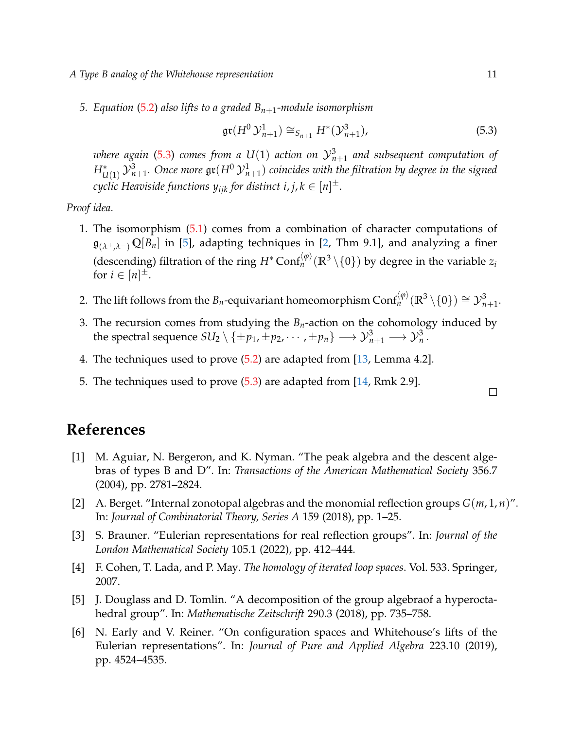5. *Equation (5.2) also lifts to a graded $B_{n+1}$-module isomorphism*

$$\mathfrak{gr}(H^0\,\mathcal{Y}^1_{n+1}) \cong_{S_{n+1}} H^*(\mathcal{Y}^3_{n+1}), \tag{5.3}$$

*where again (5.3) comes from a $U(1)$ action on $\mathcal{Y}^3_{n+1}$ and subsequent computation of $H^*_{U(1)}\,\mathcal{Y}^3_{n+1}$. Once more $\mathfrak{gr}(H^0\,\mathcal{Y}^1_{n+1})$ coincides with the filtration by degree in the signed cyclic Heaviside functions $y_{ijk}$ for distinct $i, j, k \in [n]^{\pm}$.*

*Proof idea.*

1. The isomorphism (5.1) comes from a combination of character computations of $\mathfrak{g}_{(\lambda^+,\lambda^-)}\,\mathbb{Q}[B_n]$ in [5], adapting techniques in [2, Thm 9.1], and analyzing a finer (descending) filtration of the ring $H^*\,\mathrm{Conf}^{\langle\varphi\rangle}_n(\mathbb{R}^3\setminus\{0\})$ by degree in the variable $z_i$ for $i \in [n]^{\pm}$.
2. The lift follows from the $B_n$-equivariant homeomorphism $\mathrm{Conf}^{\langle\varphi\rangle}_n(\mathbb{R}^3\setminus\{0\}) \cong \mathcal{Y}^3_{n+1}$.
3. The recursion comes from studying the $B_n$-action on the cohomology induced by the spectral sequence $SU_2\setminus\{\pm p_1, \pm p_2, \cdots, \pm p_n\} \longrightarrow \mathcal{Y}^3_{n+1} \longrightarrow \mathcal{Y}^3_n$.
4. The techniques used to prove (5.2) are adapted from [13, Lemma 4.2].
5. The techniques used to prove (5.3) are adapted from [14, Rmk 2.9].

□

# References

[1] M. Aguiar, N. Bergeron, and K. Nyman. "The peak algebra and the descent algebras of types B and D". In: *Transactions of the American Mathematical Society* 356.7 (2004), pp. 2781–2824.

[2] A. Berget. "Internal zonotopal algebras and the monomial reflection groups $G(m,1,n)$". In: *Journal of Combinatorial Theory, Series A* 159 (2018), pp. 1–25.

[3] S. Brauner. "Eulerian representations for real reflection groups". In: *Journal of the London Mathematical Society* 105.1 (2022), pp. 412–444.

[4] F. Cohen, T. Lada, and P. May. *The homology of iterated loop spaces*. Vol. 533. Springer, 2007.

[5] J. Douglass and D. Tomlin. "A decomposition of the group algebraof a hyperoctahedral group". In: *Mathematische Zeitschrift* 290.3 (2018), pp. 735–758.

[6] N. Early and V. Reiner. "On configuration spaces and Whitehouse's lifts of the Eulerian representations". In: *Journal of Pure and Applied Algebra* 223.10 (2019), pp. 4524–4535.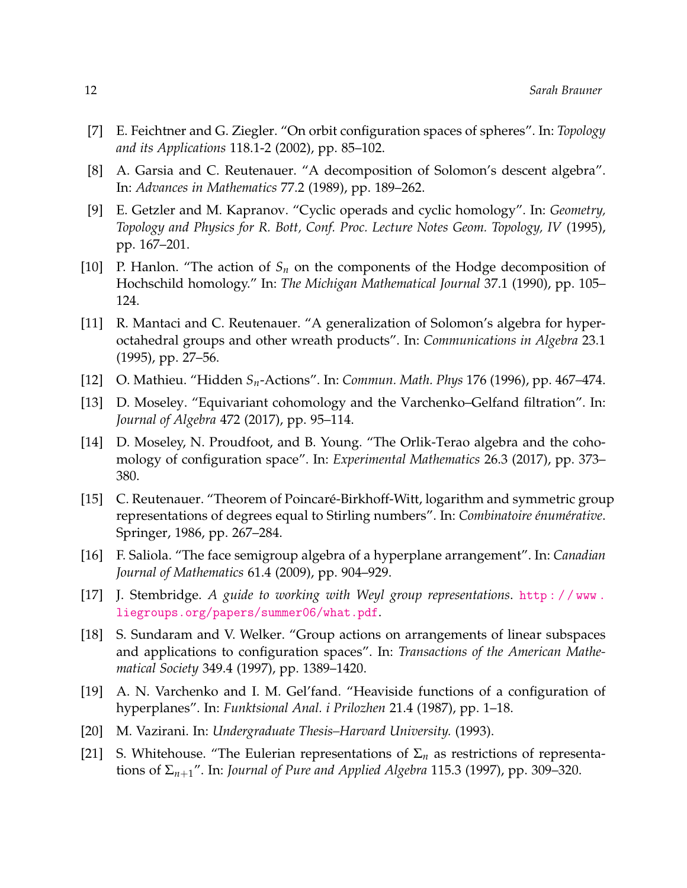[7] E. Feichtner and G. Ziegler. "On orbit configuration spaces of spheres". In: *Topology and its Applications* 118.1-2 (2002), pp. 85–102.

[8] A. Garsia and C. Reutenauer. "A decomposition of Solomon's descent algebra". In: *Advances in Mathematics* 77.2 (1989), pp. 189–262.

[9] E. Getzler and M. Kapranov. "Cyclic operads and cyclic homology". In: *Geometry, Topology and Physics for R. Bott, Conf. Proc. Lecture Notes Geom. Topology, IV* (1995), pp. 167–201.

[10] P. Hanlon. "The action of $S_n$ on the components of the Hodge decomposition of Hochschild homology." In: *The Michigan Mathematical Journal* 37.1 (1990), pp. 105–124.

[11] R. Mantaci and C. Reutenauer. "A generalization of Solomon's algebra for hyperoctahedral groups and other wreath products". In: *Communications in Algebra* 23.1 (1995), pp. 27–56.

[12] O. Mathieu. "Hidden $S_n$-Actions". In: *Commun. Math. Phys* 176 (1996), pp. 467–474.

[13] D. Moseley. "Equivariant cohomology and the Varchenko–Gelfand filtration". In: *Journal of Algebra* 472 (2017), pp. 95–114.

[14] D. Moseley, N. Proudfoot, and B. Young. "The Orlik-Terao algebra and the cohomology of configuration space". In: *Experimental Mathematics* 26.3 (2017), pp. 373–380.

[15] C. Reutenauer. "Theorem of Poincaré-Birkhoff-Witt, logarithm and symmetric group representations of degrees equal to Stirling numbers". In: *Combinatoire énumérative*. Springer, 1986, pp. 267–284.

[16] F. Saliola. "The face semigroup algebra of a hyperplane arrangement". In: *Canadian Journal of Mathematics* 61.4 (2009), pp. 904–929.

[17] J. Stembridge. *A guide to working with Weyl group representations*. http://www.liegroups.org/papers/summer06/what.pdf.

[18] S. Sundaram and V. Welker. "Group actions on arrangements of linear subspaces and applications to configuration spaces". In: *Transactions of the American Mathematical Society* 349.4 (1997), pp. 1389–1420.

[19] A. N. Varchenko and I. M. Gel'fand. "Heaviside functions of a configuration of hyperplanes". In: *Funktsional Anal. i Prilozhen* 21.4 (1987), pp. 1–18.

[20] M. Vazirani. In: *Undergraduate Thesis–Harvard University.* (1993).

[21] S. Whitehouse. "The Eulerian representations of $\Sigma_n$ as restrictions of representations of $\Sigma_{n+1}$". In: *Journal of Pure and Applied Algebra* 115.3 (1997), pp. 309–320.